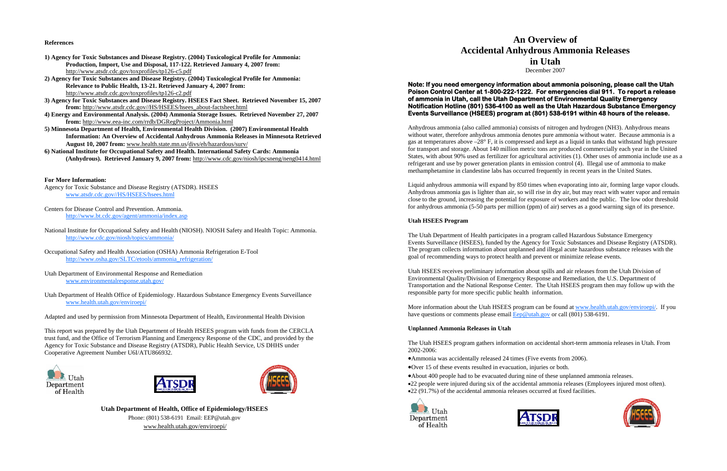# An Overview of Accidental Anhydrous Ammonia Releases in Utah

December 2007

**Note: If you need emergency information about ammonia poisoning, please call the Utah Poison Control Center at 1-800-222-1222. For emergencies dial 911. To report a release of ammonia in Utah, call the Utah Department of Environmental Quality Emergency Notification Hotline (801) 536-4100 as well as the Utah Hazardous Substance Emergency Events Surveillance (HSEES) program at (801) 538-6191 within 48 hours of the release.**

Anhydrous ammonia (also called ammonia) consists of nitrogen and hydrogen ($NH_3$). Anhydrous means without water, therefore anhydrous ammonia denotes pure ammonia without water. Because ammonia is a gas at temperatures above –28° F, it is compressed and kept as a liquid in tanks that withstand high pressure for transport and storage. About 140 million metric tons are produced commercially each year in the United States, with about 90% used as fertilizer for agricultural activities (1). Other uses of ammonia include use as a refrigerant and use by power generation plants in emission control (4). Illegal use of ammonia to make methamphetamine in clandestine labs has occurred frequently in recent years in the United States.

Liquid anhydrous ammonia will expand by 850 times when evaporating into air, forming large vapor clouds. Anhydrous ammonia gas is lighter than air, so will rise in dry air, but may react with water vapor and remain close to the ground, increasing the potential for exposure of workers and the public. The low odor threshold for anhydrous ammonia (5-50 parts per million (ppm) of air) serves as a good warning sign of its presence.

## Utah HSEES Program

The Utah Department of Health participates in a program called Hazardous Substance Emergency Events Surveillance (HSEES), funded by the Agency for Toxic Substances and Disease Registry (ATSDR). The program collects information about unplanned and illegal acute hazardous substance releases with the goal of recommending ways to protect health and prevent or minimize release events.

Utah HSEES receives preliminary information about spills and air releases from the Utah Division of Environmental Quality/Division of Emergency Response and Remediation, the U.S. Department of Transportation and the National Response Center. The Utah HSEES program then may follow up with the responsible party for more specific public health information.

More information about the Utah HSEES program can be found at www.health.utah.gov/enviroepi/. If you have questions or comments please email Eep@utah.gov or call (801) 538-6191.

## Unplanned Ammonia Releases in Utah

The Utah HSEES program gathers information on accidental short-term ammonia releases in Utah. From 2002-2006:

- Ammonia was accidentally released 24 times (Five events from 2006).
- Over 15 of these events resulted in evacuation, injuries or both.
- About 400 people had to be evacuated during nine of these unplanned ammonia releases.
- 22 people were injured during six of the accidental ammonia releases (Employees injured most often).
- 22 (91.7%) of the accidental ammonia releases occurred at fixed facilities.

## References

1) **Agency for Toxic Substances and Disease Registry. (2004) Toxicological Profile for Ammonia: Production, Import, Use and Disposal, 117-122. Retrieved January 4, 2007 from:** http://www.atsdr.cdc.gov/toxprofiles/tp126-c5.pdf
2) **Agency for Toxic Substances and Disease Registry. (2004) Toxicological Profile for Ammonia: Relevance to Public Health, 13-21. Retrieved January 4, 2007 from:** http://www.atsdr.cdc.gov/toxprofiles/tp126-c2.pdf
3) **Agency for Toxic Substances and Disease Registry. HSEES Fact Sheet. Retrieved November 15, 2007 from:** http://www.atsdr.cdc.gov//HS/HSEES/hsees_about-factsheet.html
4) **Energy and Environmental Analysis. (2004) Ammonia Storage Issues. Retrieved November 27, 2007 from:** http://www.eea-inc.com/rrdb/DGRegProject/Ammonia.html
5) **Minnesota Department of Health, Environmental Health Division. (2007) Environmental Health Information: An Overview of Accidental Anhydrous Ammonia Releases in Minnesota Retrieved August 10, 2007 from:** www.health.state.mn.us/divs/eh/hazardous/surv/
6) **National Institute for Occupational Safety and Health. International Safety Cards: Ammonia (Anhydrous). Retrieved January 9, 2007 from:** http://www.cdc.gov/niosh/ipcsneng/neng0414.html

## For More Information:

Agency for Toxic Substance and Disease Registry (ATSDR). HSEES
www.atsdr.cdc.gov//HS/HSEES/hsees.html

Centers for Disease Control and Prevention. Ammonia.
http://www.bt.cdc.gov/agent/ammonia/index.asp

National Institute for Occupational Safety and Health (NIOSH). NIOSH Safety and Health Topic: Ammonia.
http://www.cdc.gov/niosh/topics/ammonia/

Occupational Safety and Health Association (OSHA) Ammonia Refrigeration E-Tool
http://www.osha.gov/SLTC/etools/ammonia_refrigeration/

Utah Department of Environmental Response and Remediation
www.environmentalresponse.utah.gov/

Utah Department of Health Office of Epidemiology. Hazardous Substance Emergency Events Surveillance
www.health.utah.gov/enviroepi/

Adapted and used by permission from Minnesota Department of Health, Environmental Health Division

This report was prepared by the Utah Department of Health HSEES program with funds from the CERCLA trust fund, and the Office of Terrorism Planning and Emergency Response of the CDC, and provided by the Agency for Toxic Substance and Disease Registry (ATSDR), Public Health Service, US DHHS under Cooperative Agreement Number U6I/ATU866932.

**Utah Department of Health, Office of Epidemiology/HSEES**

Phone: (801) 538-6191 Email: EEP@utah.gov

www.health.utah.gov/enviroepi/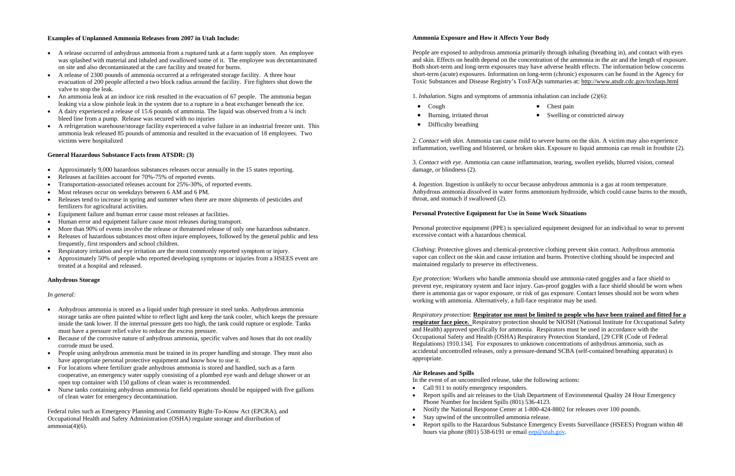**Examples of Unplanned Ammonia Releases from 2007 in Utah Include:**

- A release occurred of anhydrous ammonia from a ruptured tank at a farm supply store. An employee was splashed with material and inhaled and swallowed some of it. The employee was decontaminated on site and also decontaminated at the care facility and treated for burns.
- A release of 2300 pounds of ammonia occurred at a refrigerated storage facility. A three hour evacuation of 200 people affected a two block radius around the facility. Fire fighters shut down the valve to stop the leak.
- An ammonia leak at an indoor ice rink resulted in the evacuation of 67 people. The ammonia began leaking via a slow pinhole leak in the system due to a rupture in a heat exchanger beneath the ice.
- A dairy experienced a release of 15.6 pounds of ammonia. The liquid was observed from a ¼ inch bleed line from a pump. Release was secured with no injuries
- A refrigeration warehouse/storage facility experienced a valve failure in an industrial freezer unit. This ammonia leak released 85 pounds of ammonia and resulted in the evacuation of 18 employees. Two victims were hospitalized

**General Hazardous Substance Facts from ATSDR: (3)**

- Approximately 9,000 hazardous substances releases occur annually in the 15 states reporting.
- Releases at facilities account for 70%-75% of reported events.
- Transportation-associated releases account for 25%-30%, of reported events.
- Most releases occur on weekdays between 6 AM and 6 PM.
- Releases tend to increase in spring and summer when there are more shipments of pesticides and fertilizers for agricultural activities.
- Equipment failure and human error cause most releases at facilities.
- Human error and equipment failure cause most releases during transport.
- More than 90% of events involve the release or threatened release of only one hazardous substance.
- Releases of hazardous substances most often injure employees, followed by the general public and less frequently, first responders and school children.
- Respiratory irritation and eye irritation are the most commonly reported symptom or injury.
- Approximately 50% of people who reported developing symptoms or injuries from a HSEES event are treated at a hospital and released.

**Anhydrous Storage**

*In general:*

- Anhydrous ammonia is stored as a liquid under high pressure in steel tanks. Anhydrous ammonia storage tanks are often painted white to reflect light and keep the tank cooler, which keeps the pressure inside the tank lower. If the internal pressure gets too high, the tank could rupture or explode. Tanks must have a pressure relief valve to reduce the excess pressure.
- Because of the corrosive nature of anhydrous ammonia, specific valves and hoses that do not readily corrode must be used.
- People using anhydrous ammonia must be trained in its proper handling and storage. They must also have appropriate personal protective equipment and know how to use it.
- For locations where fertilizer grade anhydrous ammonia is stored and handled, such as a farm cooperative, an emergency water supply consisting of a plumbed eye wash and deluge shower or an open top container with 150 gallons of clean water is recommended.
- Nurse tanks containing anhydrous ammonia for field operations should be equipped with five gallons of clean water for emergency decontamination.

Federal rules such as Emergency Planning and Community Right-To-Know Act (EPCRA), and Occupational Health and Safety Administration (OSHA) regulate storage and distribution of ammonia(4)(6).

**Ammonia Exposure and How it Affects Your Body**

People are exposed to anhydrous ammonia primarily through inhaling (breathing in), and contact with eyes and skin. Effects on health depend on the concentration of the ammonia in the air and the length of exposure. Both short-term and long-term exposures may have adverse health effects. The information below concerns short-term (acute) exposures. Information on long-term (chronic) exposures can be found in the Agency for Toxic Substances and Disease Registry's ToxFAQs summaries at: http://www.atsdr.cdc.gov/toxfaqs.html

1. *Inhalation*. Signs and symptoms of ammonia inhalation can include (2)(6):

- Cough
- Burning, irritated throat
- Difficulty breathing
- Chest pain
- Swelling or constricted airway

2. *Contact with skin*. Ammonia can cause mild to severe burns on the skin. A victim may also experience inflammation, swelling and blistered, or broken skin. Exposure to liquid ammonia can result in frostbite (2).

3. *Contact with eye*. Ammonia can cause inflammation, tearing, swollen eyelids, blurred vision, corneal damage, or blindness (2).

4. *Ingestion*. Ingestion is unlikely to occur because anhydrous ammonia is a gas at room temperature. Anhydrous ammonia dissolved in water forms ammonium hydroxide, which could cause burns to the mouth, throat, and stomach if swallowed (2).

**Personal Protective Equipment for Use in Some Work Situations**

Personal protective equipment (PPE) is specialized equipment designed for an individual to wear to prevent excessive contact with a hazardous chemical.

*Clothing*: Protective gloves and chemical-protective clothing prevent skin contact. Anhydrous ammonia vapor can collect on the skin and cause irritation and burns. Protective clothing should be inspected and maintained regularly to preserve its effectiveness.

*Eye protection:* Workers who handle ammonia should use ammonia-rated goggles and a face shield to prevent eye, respiratory system and face injury. Gas-proof goggles with a face shield should be worn when there is ammonia gas or vapor exposure, or risk of gas exposure. Contact lenses should not be worn when working with ammonia. Alternatively, a full-face respirator may be used.

*Respiratory protection*: **Respirator use must be limited to people who have been trained and fitted for a respirator face piece.** Respiratory protection should be NIOSH (National Institute for Occupational Safety and Health) approved specifically for ammonia. Respirators must be used in accordance with the Occupational Safety and Health (OSHA) Respiratory Protection Standard, [29 CFR (Code of Federal Regulations) 1910.134]. For exposures to unknown concentrations of anhydrous ammonia, such as accidental uncontrolled releases, only a pressure-demand SCBA (self-contained breathing apparatus) is appropriate.

**Air Releases and Spills**

In the event of an uncontrolled release, take the following actions:

- Call 911 to notify emergency responders.
- Report spills and air releases to the Utah Department of Environmental Quality 24 Hour Emergency Phone Number for Incident Spills (801) 536-4123.
- Notify the National Response Center at 1-800-424-8802 for releases over 100 pounds.
- Stay upwind of the uncontrolled ammonia release.
- Report spills to the Hazardous Substance Emergency Events Surveillance (HSEES) Program within 48 hours via phone (801) 538-6191 or email eep@utah.gov.